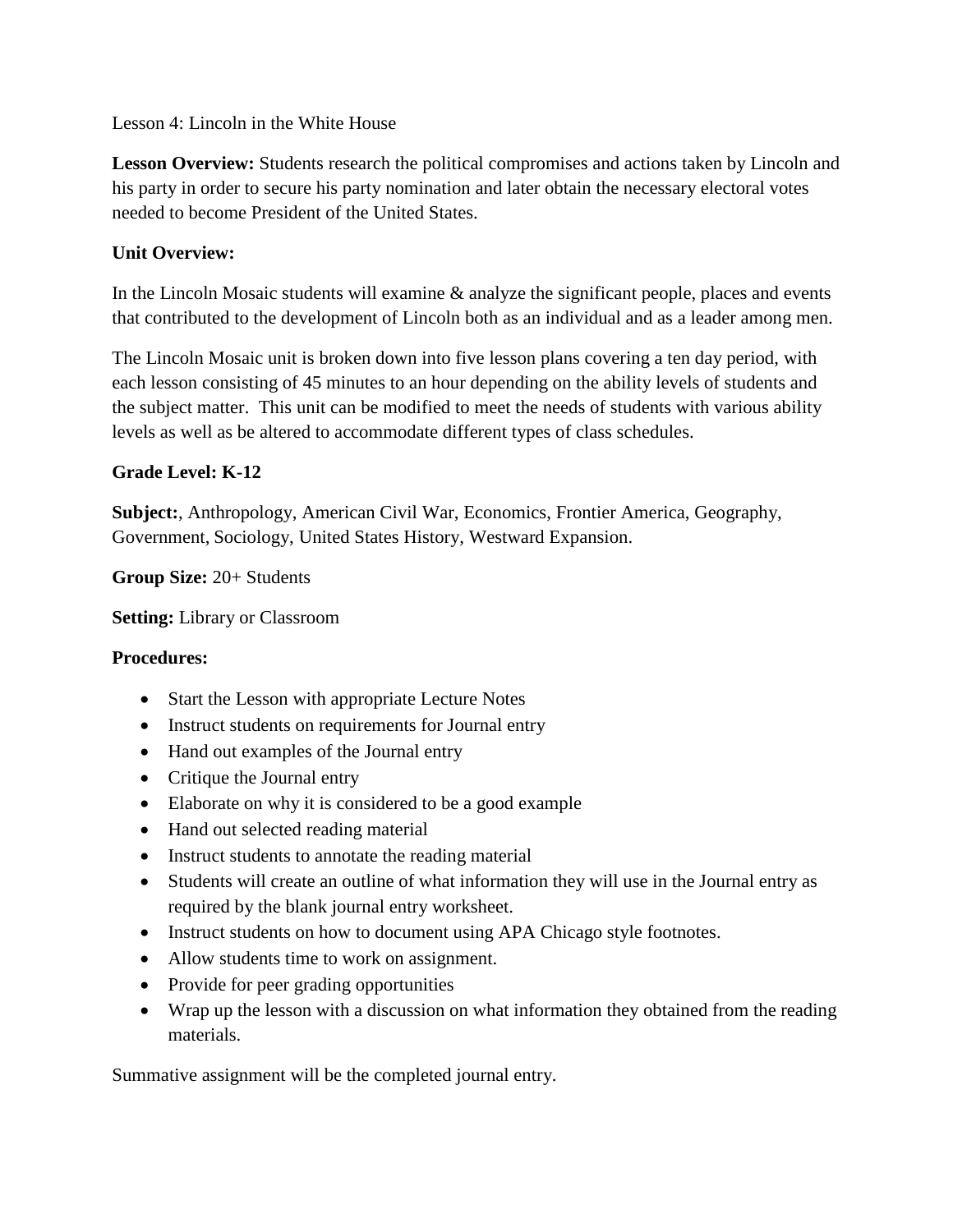Lesson 4: Lincoln in the White House

**Lesson Overview:** Students research the political compromises and actions taken by Lincoln and his party in order to secure his party nomination and later obtain the necessary electoral votes needed to become President of the United States.

**Unit Overview:**

In the Lincoln Mosaic students will examine & analyze the significant people, places and events that contributed to the development of Lincoln both as an individual and as a leader among men.

The Lincoln Mosaic unit is broken down into five lesson plans covering a ten day period, with each lesson consisting of 45 minutes to an hour depending on the ability levels of students and the subject matter. This unit can be modified to meet the needs of students with various ability levels as well as be altered to accommodate different types of class schedules.

**Grade Level: K-12**

**Subject:**, Anthropology, American Civil War, Economics, Frontier America, Geography, Government, Sociology, United States History, Westward Expansion.

**Group Size:** 20+ Students

**Setting:** Library or Classroom

**Procedures:**

- Start the Lesson with appropriate Lecture Notes
- Instruct students on requirements for Journal entry
- Hand out examples of the Journal entry
- Critique the Journal entry
- Elaborate on why it is considered to be a good example
- Hand out selected reading material
- Instruct students to annotate the reading material
- Students will create an outline of what information they will use in the Journal entry as required by the blank journal entry worksheet.
- Instruct students on how to document using APA Chicago style footnotes.
- Allow students time to work on assignment.
- Provide for peer grading opportunities
- Wrap up the lesson with a discussion on what information they obtained from the reading materials.

Summative assignment will be the completed journal entry.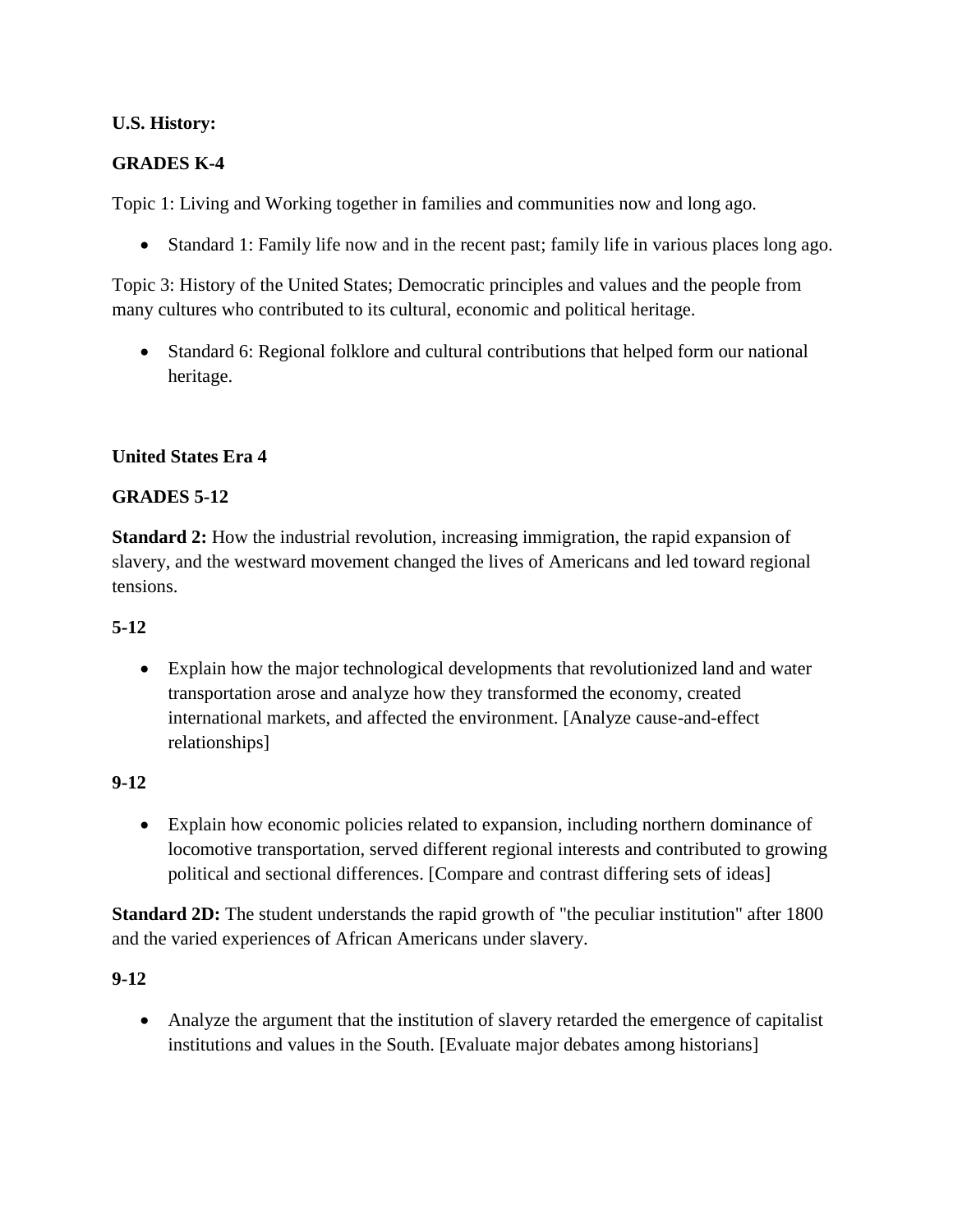**U.S. History:**

**GRADES K-4**

Topic 1: Living and Working together in families and communities now and long ago.

- Standard 1: Family life now and in the recent past; family life in various places long ago.

Topic 3: History of the United States; Democratic principles and values and the people from many cultures who contributed to its cultural, economic and political heritage.

- Standard 6: Regional folklore and cultural contributions that helped form our national heritage.

**United States Era 4**

**GRADES 5-12**

**Standard 2:** How the industrial revolution, increasing immigration, the rapid expansion of slavery, and the westward movement changed the lives of Americans and led toward regional tensions.

**5-12**

- Explain how the major technological developments that revolutionized land and water transportation arose and analyze how they transformed the economy, created international markets, and affected the environment. [Analyze cause-and-effect relationships]

**9-12**

- Explain how economic policies related to expansion, including northern dominance of locomotive transportation, served different regional interests and contributed to growing political and sectional differences. [Compare and contrast differing sets of ideas]

**Standard 2D:** The student understands the rapid growth of "the peculiar institution" after 1800 and the varied experiences of African Americans under slavery.

**9-12**

- Analyze the argument that the institution of slavery retarded the emergence of capitalist institutions and values in the South. [Evaluate major debates among historians]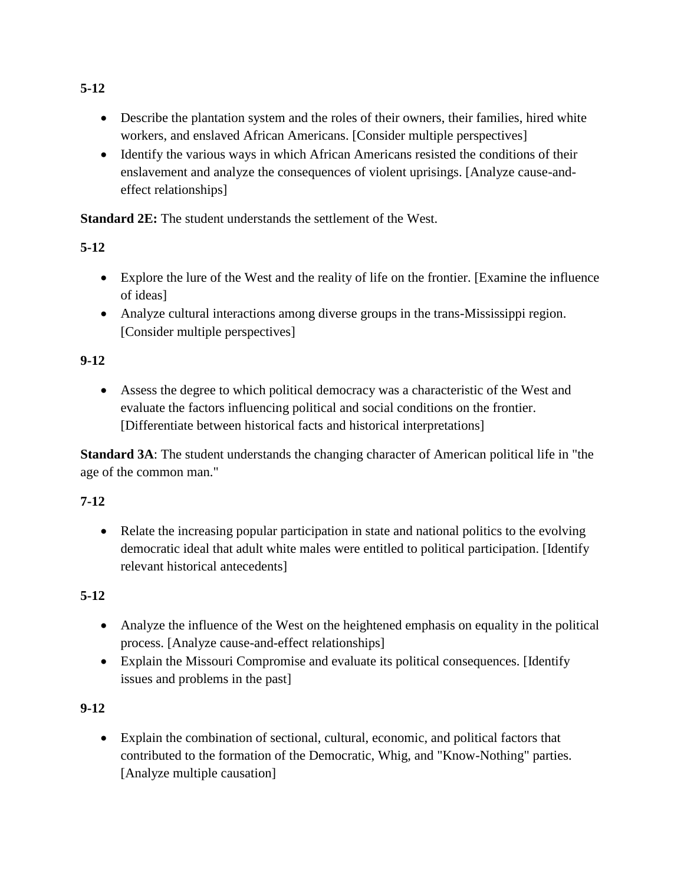**5-12**

- Describe the plantation system and the roles of their owners, their families, hired white workers, and enslaved African Americans. [Consider multiple perspectives]
- Identify the various ways in which African Americans resisted the conditions of their enslavement and analyze the consequences of violent uprisings. [Analyze cause-and-effect relationships]

**Standard 2E:** The student understands the settlement of the West.

**5-12**

- Explore the lure of the West and the reality of life on the frontier. [Examine the influence of ideas]
- Analyze cultural interactions among diverse groups in the trans-Mississippi region. [Consider multiple perspectives]

**9-12**

- Assess the degree to which political democracy was a characteristic of the West and evaluate the factors influencing political and social conditions on the frontier. [Differentiate between historical facts and historical interpretations]

**Standard 3A**: The student understands the changing character of American political life in "the age of the common man."

**7-12**

- Relate the increasing popular participation in state and national politics to the evolving democratic ideal that adult white males were entitled to political participation. [Identify relevant historical antecedents]

**5-12**

- Analyze the influence of the West on the heightened emphasis on equality in the political process. [Analyze cause-and-effect relationships]
- Explain the Missouri Compromise and evaluate its political consequences. [Identify issues and problems in the past]

**9-12**

- Explain the combination of sectional, cultural, economic, and political factors that contributed to the formation of the Democratic, Whig, and "Know-Nothing" parties. [Analyze multiple causation]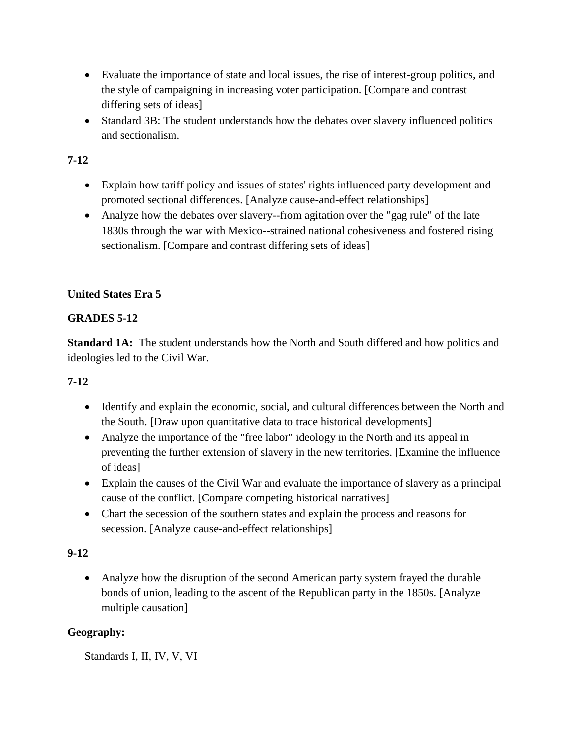- Evaluate the importance of state and local issues, the rise of interest-group politics, and the style of campaigning in increasing voter participation. [Compare and contrast differing sets of ideas]
- Standard 3B: The student understands how the debates over slavery influenced politics and sectionalism.

**7-12**

- Explain how tariff policy and issues of states' rights influenced party development and promoted sectional differences. [Analyze cause-and-effect relationships]
- Analyze how the debates over slavery--from agitation over the "gag rule" of the late 1830s through the war with Mexico--strained national cohesiveness and fostered rising sectionalism. [Compare and contrast differing sets of ideas]

**United States Era 5**

**GRADES 5-12**

**Standard 1A:** The student understands how the North and South differed and how politics and ideologies led to the Civil War.

**7-12**

- Identify and explain the economic, social, and cultural differences between the North and the South. [Draw upon quantitative data to trace historical developments]
- Analyze the importance of the "free labor" ideology in the North and its appeal in preventing the further extension of slavery in the new territories. [Examine the influence of ideas]
- Explain the causes of the Civil War and evaluate the importance of slavery as a principal cause of the conflict. [Compare competing historical narratives]
- Chart the secession of the southern states and explain the process and reasons for secession. [Analyze cause-and-effect relationships]

**9-12**

- Analyze how the disruption of the second American party system frayed the durable bonds of union, leading to the ascent of the Republican party in the 1850s. [Analyze multiple causation]

**Geography:**

Standards I, II, IV, V, VI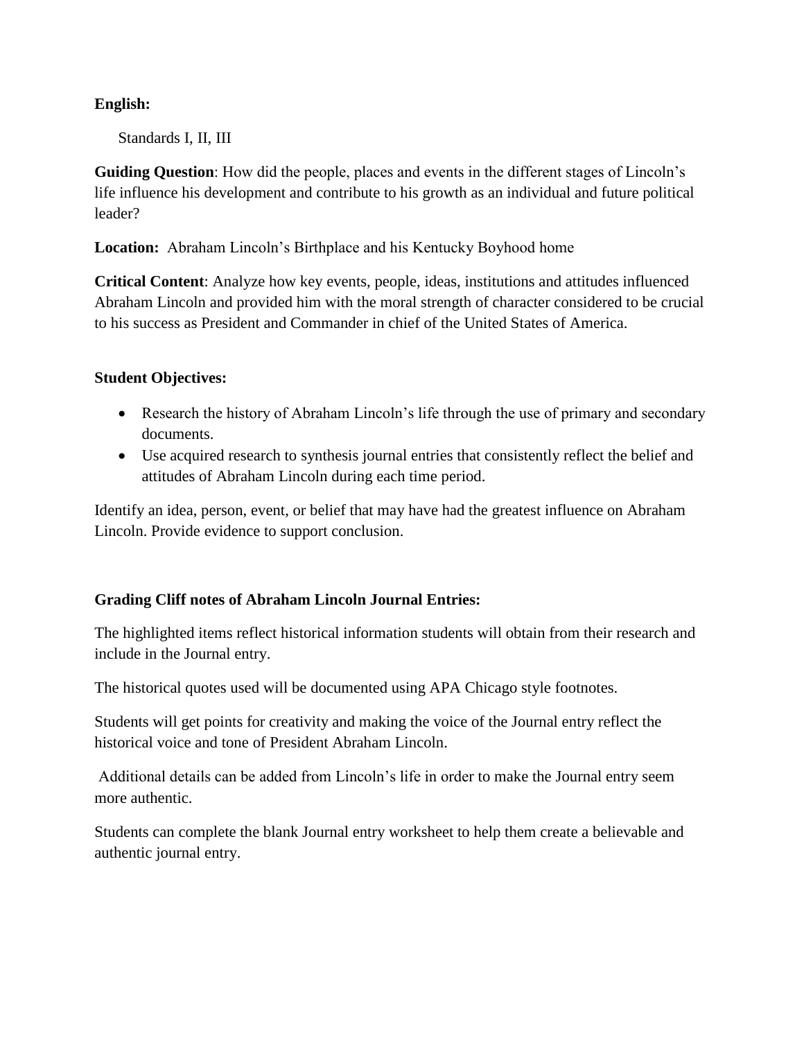**English:**

Standards I, II, III

**Guiding Question**: How did the people, places and events in the different stages of Lincoln's life influence his development and contribute to his growth as an individual and future political leader?

**Location:** Abraham Lincoln's Birthplace and his Kentucky Boyhood home

**Critical Content**: Analyze how key events, people, ideas, institutions and attitudes influenced Abraham Lincoln and provided him with the moral strength of character considered to be crucial to his success as President and Commander in chief of the United States of America.

**Student Objectives:**

- Research the history of Abraham Lincoln's life through the use of primary and secondary documents.
- Use acquired research to synthesis journal entries that consistently reflect the belief and attitudes of Abraham Lincoln during each time period.

Identify an idea, person, event, or belief that may have had the greatest influence on Abraham Lincoln. Provide evidence to support conclusion.

**Grading Cliff notes of Abraham Lincoln Journal Entries:**

The highlighted items reflect historical information students will obtain from their research and include in the Journal entry.

The historical quotes used will be documented using APA Chicago style footnotes.

Students will get points for creativity and making the voice of the Journal entry reflect the historical voice and tone of President Abraham Lincoln.

Additional details can be added from Lincoln's life in order to make the Journal entry seem more authentic.

Students can complete the blank Journal entry worksheet to help them create a believable and authentic journal entry.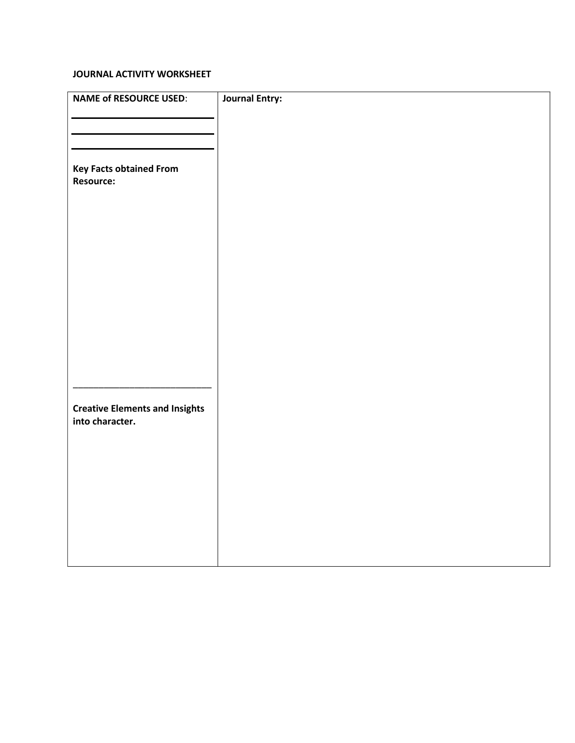**JOURNAL ACTIVITY WORKSHEET**

| **NAME of RESOURCE USED**: | **Journal Entry:** |
| --- | --- |
| ______________________<br>______________________<br>______________________<br><br>**Key Facts obtained From Resource:**<br><br><br><br><br>______________________<br><br>**Creative Elements and Insights into character.** | |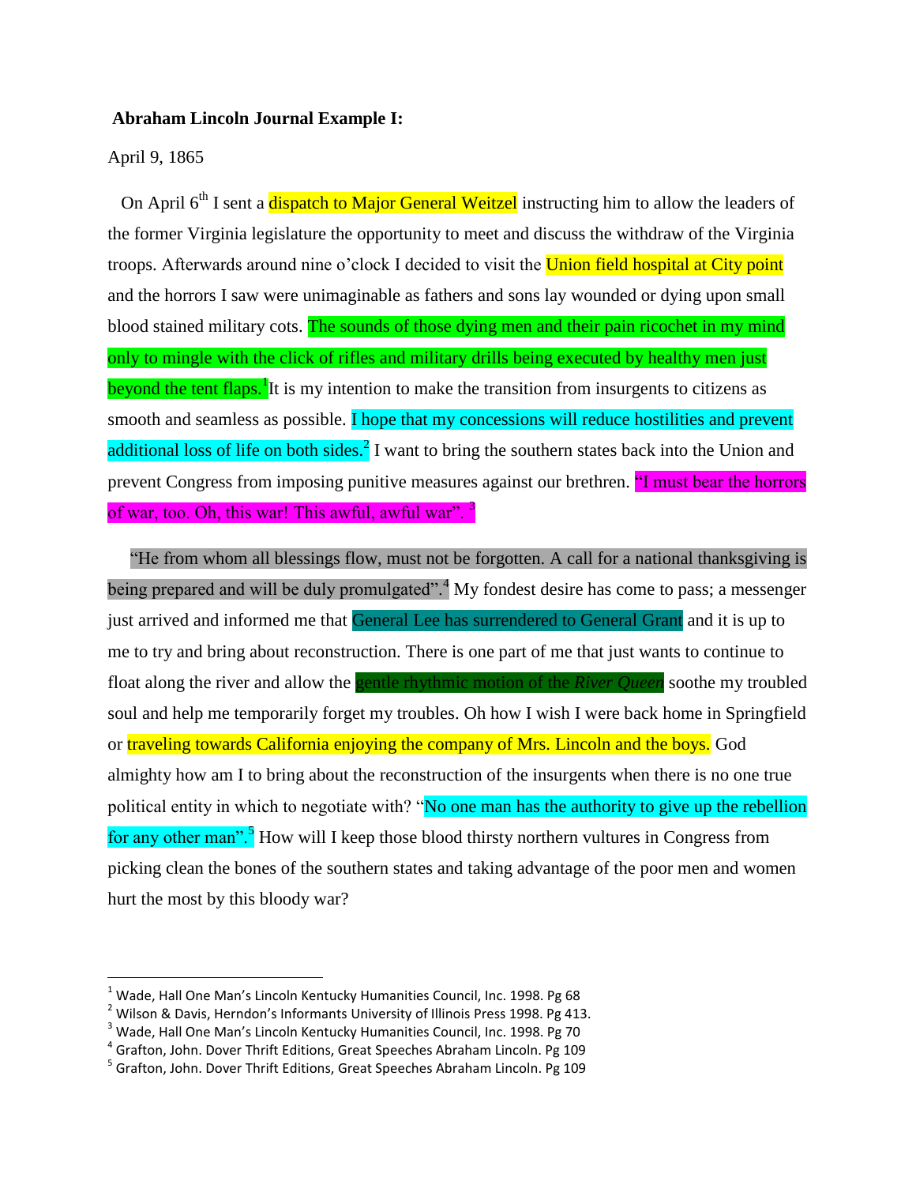**Abraham Lincoln Journal Example I:**

April 9, 1865

On April 6th I sent a dispatch to Major General Weitzel instructing him to allow the leaders of the former Virginia legislature the opportunity to meet and discuss the withdraw of the Virginia troops. Afterwards around nine o'clock I decided to visit the Union field hospital at City point and the horrors I saw were unimaginable as fathers and sons lay wounded or dying upon small blood stained military cots. The sounds of those dying men and their pain ricochet in my mind only to mingle with the click of rifles and military drills being executed by healthy men just beyond the tent flaps.[1] It is my intention to make the transition from insurgents to citizens as smooth and seamless as possible. I hope that my concessions will reduce hostilities and prevent additional loss of life on both sides.[2] I want to bring the southern states back into the Union and prevent Congress from imposing punitive measures against our brethren. "I must bear the horrors of war, too. Oh, this war! This awful, awful war". [3]

"He from whom all blessings flow, must not be forgotten. A call for a national thanksgiving is being prepared and will be duly promulgated".[4] My fondest desire has come to pass; a messenger just arrived and informed me that General Lee has surrendered to General Grant and it is up to me to try and bring about reconstruction. There is one part of me that just wants to continue to float along the river and allow the gentle rhythmic motion of the *River Queen* soothe my troubled soul and help me temporarily forget my troubles. Oh how I wish I were back home in Springfield or traveling towards California enjoying the company of Mrs. Lincoln and the boys. God almighty how am I to bring about the reconstruction of the insurgents when there is no one true political entity in which to negotiate with? "No one man has the authority to give up the rebellion for any other man".[5] How will I keep those blood thirsty northern vultures in Congress from picking clean the bones of the southern states and taking advantage of the poor men and women hurt the most by this bloody war?

---

[1] Wade, Hall One Man's Lincoln Kentucky Humanities Council, Inc. 1998. Pg 68

[2] Wilson & Davis, Herndon's Informants University of Illinois Press 1998. Pg 413.

[3] Wade, Hall One Man's Lincoln Kentucky Humanities Council, Inc. 1998. Pg 70

[4] Grafton, John. Dover Thrift Editions, Great Speeches Abraham Lincoln. Pg 109

[5] Grafton, John. Dover Thrift Editions, Great Speeches Abraham Lincoln. Pg 109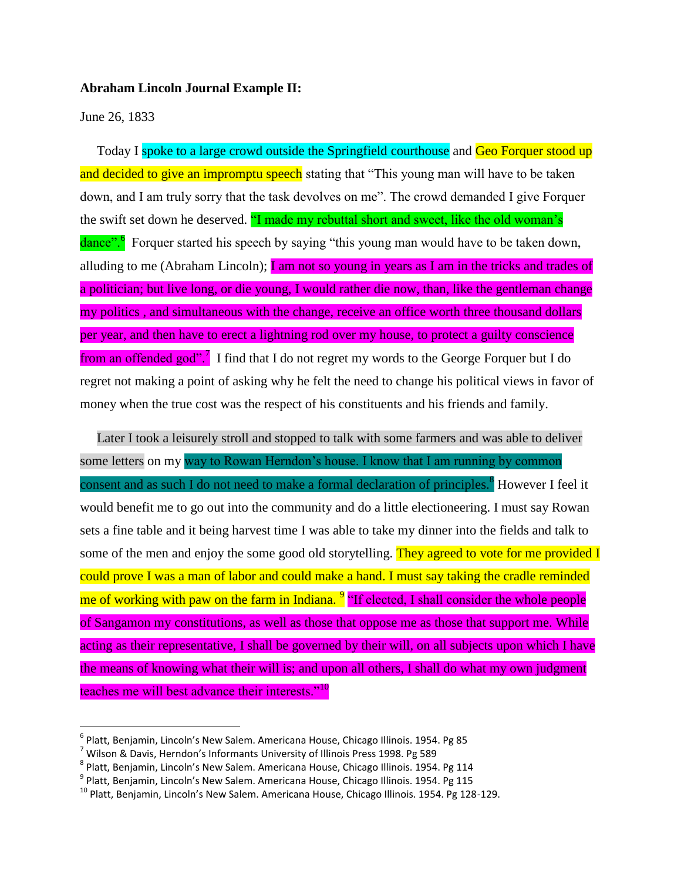**Abraham Lincoln Journal Example II:**

June 26, 1833

Today I spoke to a large crowd outside the Springfield courthouse and Geo Forquer stood up and decided to give an impromptu speech stating that "This young man will have to be taken down, and I am truly sorry that the task devolves on me". The crowd demanded I give Forquer the swift set down he deserved. "I made my rebuttal short and sweet, like the old woman's dance".[6] Forquer started his speech by saying "this young man would have to be taken down, alluding to me (Abraham Lincoln); I am not so young in years as I am in the tricks and trades of a politician; but live long, or die young, I would rather die now, than, like the gentleman change my politics , and simultaneous with the change, receive an office worth three thousand dollars per year, and then have to erect a lightning rod over my house, to protect a guilty conscience from an offended god".[7] I find that I do not regret my words to the George Forquer but I do regret not making a point of asking why he felt the need to change his political views in favor of money when the true cost was the respect of his constituents and his friends and family.

Later I took a leisurely stroll and stopped to talk with some farmers and was able to deliver some letters on my way to Rowan Herndon's house. I know that I am running by common consent and as such I do not need to make a formal declaration of principles.[8] However I feel it would benefit me to go out into the community and do a little electioneering. I must say Rowan sets a fine table and it being harvest time I was able to take my dinner into the fields and talk to some of the men and enjoy the some good old storytelling. They agreed to vote for me provided I could prove I was a man of labor and could make a hand. I must say taking the cradle reminded me of working with paw on the farm in Indiana. [9] "If elected, I shall consider the whole people of Sangamon my constitutions, as well as those that oppose me as those that support me. While acting as their representative, I shall be governed by their will, on all subjects upon which I have the means of knowing what their will is; and upon all others, I shall do what my own judgment teaches me will best advance their interests."[10]

---

[6] Platt, Benjamin, Lincoln's New Salem. Americana House, Chicago Illinois. 1954. Pg 85

[7] Wilson & Davis, Herndon's Informants University of Illinois Press 1998. Pg 589

[8] Platt, Benjamin, Lincoln's New Salem. Americana House, Chicago Illinois. 1954. Pg 114

[9] Platt, Benjamin, Lincoln's New Salem. Americana House, Chicago Illinois. 1954. Pg 115

[10] Platt, Benjamin, Lincoln's New Salem. Americana House, Chicago Illinois. 1954. Pg 128-129.